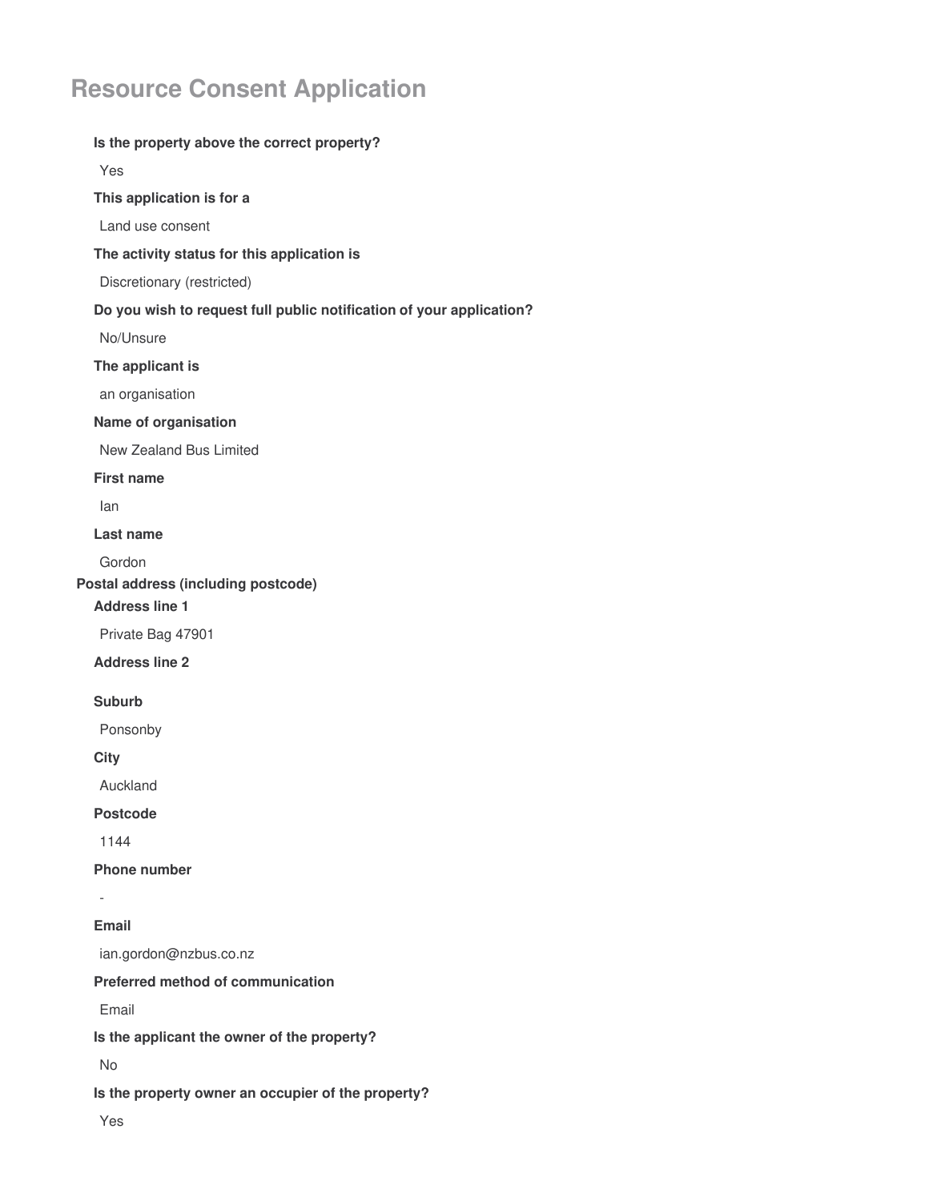# Resource Consent Application

**Is the property above the correct property?**

Yes

**This application is for a**

Land use consent

**The activity status for this application is**

Discretionary (restricted)

**Do you wish to request full public notification of your application?**

No/Unsure

**The applicant is**

an organisation

**Name of organisation**

New Zealand Bus Limited

**First name**

Ian

**Last name**

Gordon

**Postal address (including postcode)**

**Address line 1**

Private Bag 47901

**Address line 2**

**Suburb**

Ponsonby

**City**

Auckland

**Postcode**

1144

**Phone number**

-

**Email**

ian.gordon@nzbus.co.nz

**Preferred method of communication**

Email

**Is the applicant the owner of the property?**

No

**Is the property owner an occupier of the property?**

Yes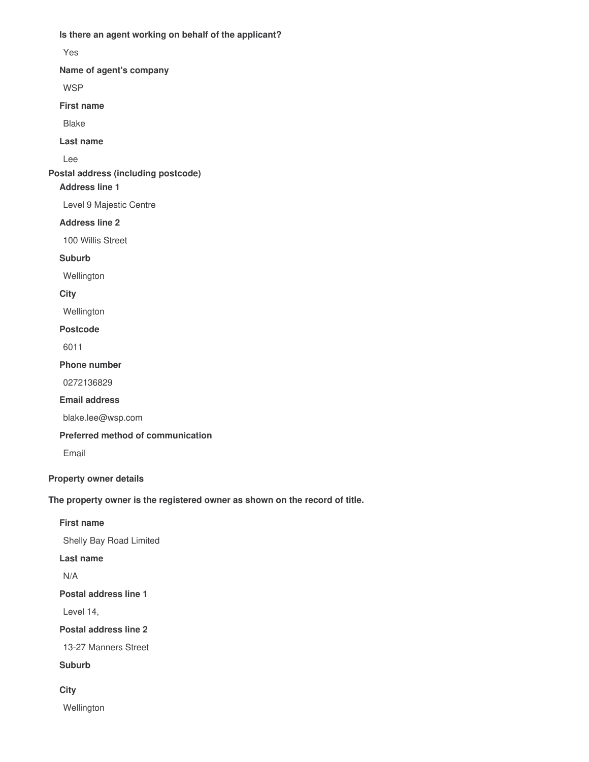**Is there an agent working on behalf of the applicant?**

Yes

**Name of agent's company**

WSP

**First name**

Blake

**Last name**

Lee

**Postal address (including postcode)**

**Address line 1**

Level 9 Majestic Centre

**Address line 2**

100 Willis Street

**Suburb**

Wellington

**City**

Wellington

**Postcode**

6011

**Phone number**

0272136829

**Email address**

blake.lee@wsp.com

**Preferred method of communication**

Email

**Property owner details**

**The property owner is the registered owner as shown on the record of title.**

**First name**

Shelly Bay Road Limited

**Last name**

N/A

**Postal address line 1**

Level 14,

**Postal address line 2**

13-27 Manners Street

**Suburb**

**City**

Wellington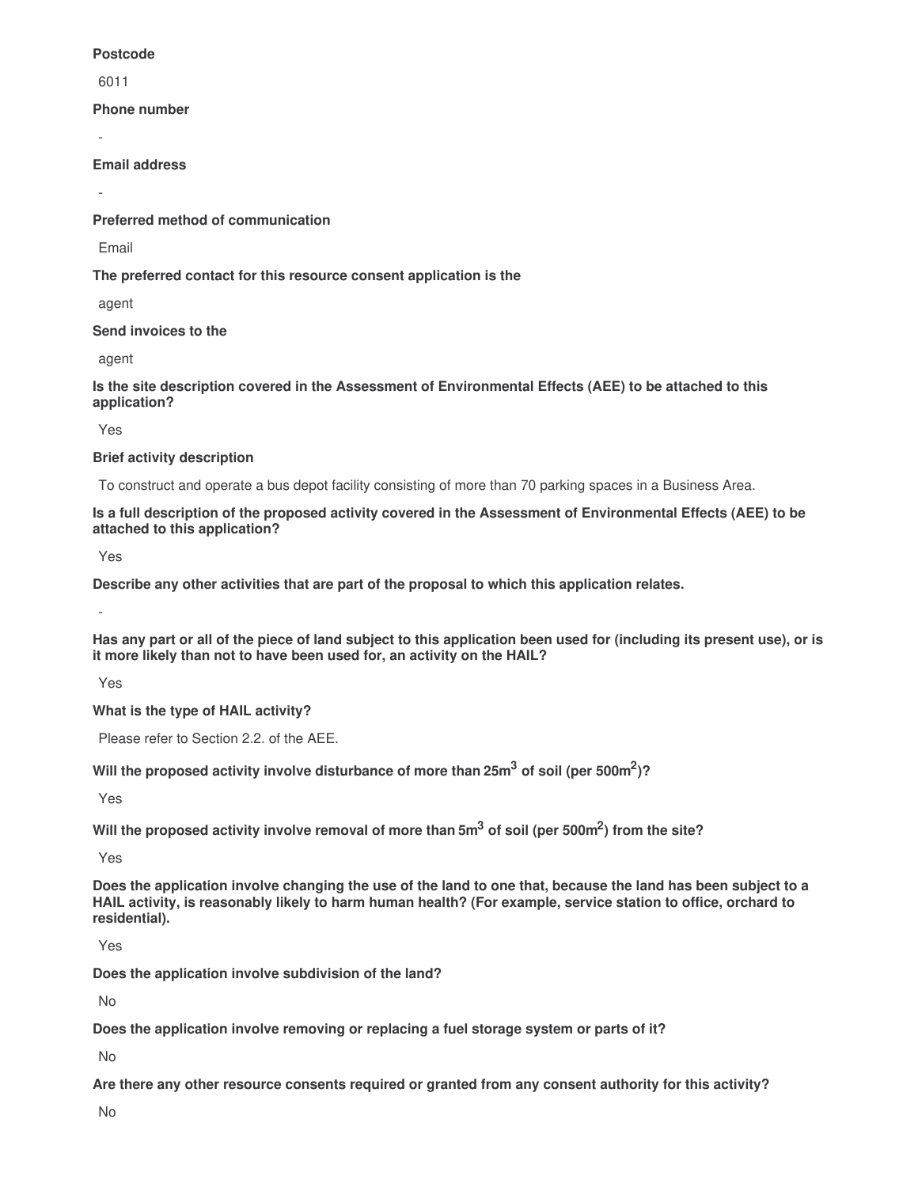**Postcode**

6011

**Phone number**

-

**Email address**

-

**Preferred method of communication**

Email

**The preferred contact for this resource consent application is the**

agent

**Send invoices to the**

agent

**Is the site description covered in the Assessment of Environmental Effects (AEE) to be attached to this application?**

Yes

**Brief activity description**

To construct and operate a bus depot facility consisting of more than 70 parking spaces in a Business Area.

**Is a full description of the proposed activity covered in the Assessment of Environmental Effects (AEE) to be attached to this application?**

Yes

**Describe any other activities that are part of the proposal to which this application relates.**

-

**Has any part or all of the piece of land subject to this application been used for (including its present use), or is it more likely than not to have been used for, an activity on the HAIL?**

Yes

**What is the type of HAIL activity?**

Please refer to Section 2.2. of the AEE.

**Will the proposed activity involve disturbance of more than 25m$^3$ of soil (per 500m$^2$)?**

Yes

**Will the proposed activity involve removal of more than 5m$^3$ of soil (per 500m$^2$) from the site?**

Yes

**Does the application involve changing the use of the land to one that, because the land has been subject to a HAIL activity, is reasonably likely to harm human health? (For example, service station to office, orchard to residential).**

Yes

**Does the application involve subdivision of the land?**

No

**Does the application involve removing or replacing a fuel storage system or parts of it?**

No

**Are there any other resource consents required or granted from any consent authority for this activity?**

No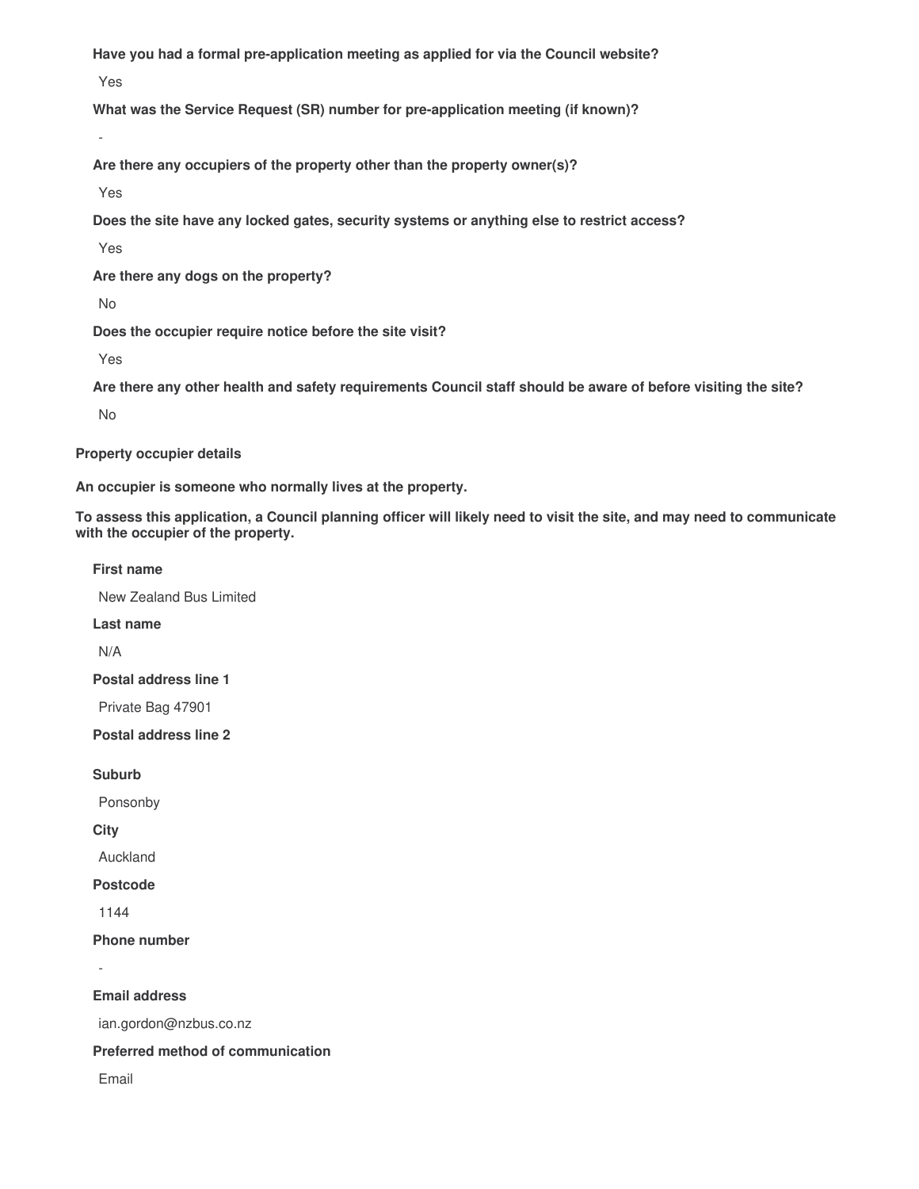**Have you had a formal pre-application meeting as applied for via the Council website?**

Yes

**What was the Service Request (SR) number for pre-application meeting (if known)?**

-

**Are there any occupiers of the property other than the property owner(s)?**

Yes

**Does the site have any locked gates, security systems or anything else to restrict access?**

Yes

**Are there any dogs on the property?**

No

**Does the occupier require notice before the site visit?**

Yes

**Are there any other health and safety requirements Council staff should be aware of before visiting the site?**

No

**Property occupier details**

**An occupier is someone who normally lives at the property.**

**To assess this application, a Council planning officer will likely need to visit the site, and may need to communicate with the occupier of the property.**

**First name**

New Zealand Bus Limited

**Last name**

N/A

**Postal address line 1**

Private Bag 47901

**Postal address line 2**

**Suburb**

Ponsonby

**City**

Auckland

**Postcode**

1144

**Phone number**

-

**Email address**

ian.gordon@nzbus.co.nz

**Preferred method of communication**

Email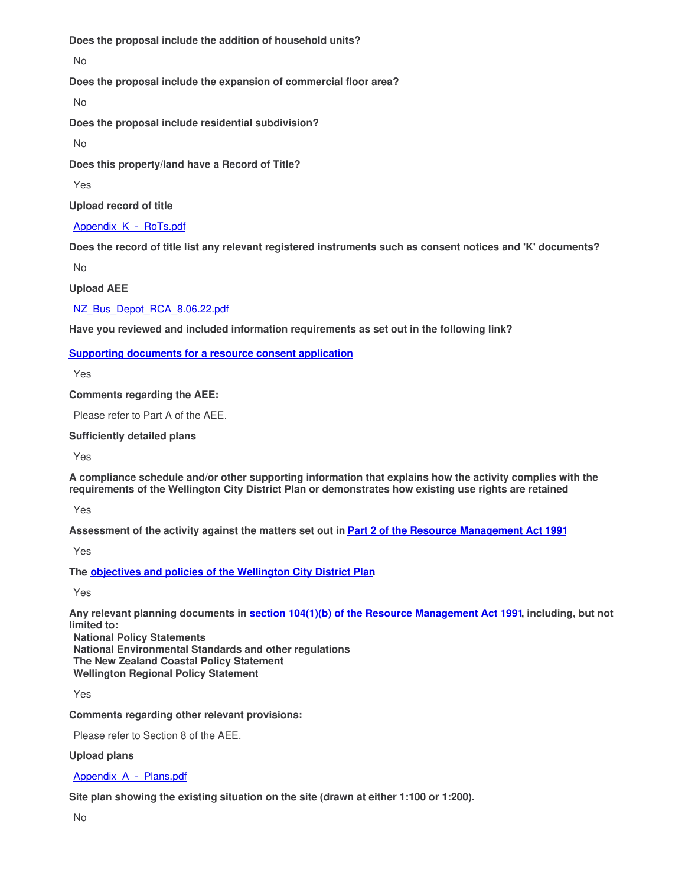**Does the proposal include the addition of household units?**

No

**Does the proposal include the expansion of commercial floor area?**

No

**Does the proposal include residential subdivision?**

No

**Does this property/land have a Record of Title?**

Yes

**Upload record of title**

[Appendix_K_-_RoTs.pdf]

**Does the record of title list any relevant registered instruments such as consent notices and 'K' documents?**

No

**Upload AEE**

[NZ_Bus_Depot_RCA_8.06.22.pdf]

**Have you reviewed and included information requirements as set out in the following link?**

**[Supporting documents for a resource consent application]**

Yes

**Comments regarding the AEE:**

Please refer to Part A of the AEE.

**Sufficiently detailed plans**

Yes

**A compliance schedule and/or other supporting information that explains how the activity complies with the requirements of the Wellington City District Plan or demonstrates how existing use rights are retained**

Yes

**Assessment of the activity against the matters set out in [Part 2 of the Resource Management Act 1991]**

Yes

**The [objectives and policies of the Wellington City District Plan]**

Yes

**Any relevant planning documents in [section 104(1)(b) of the Resource Management Act 1991], including, but not limited to:**
**National Policy Statements**
**National Environmental Standards and other regulations**
**The New Zealand Coastal Policy Statement**
**Wellington Regional Policy Statement**

Yes

**Comments regarding other relevant provisions:**

Please refer to Section 8 of the AEE.

**Upload plans**

[Appendix_A_-_Plans.pdf]

**Site plan showing the existing situation on the site (drawn at either 1:100 or 1:200).**

No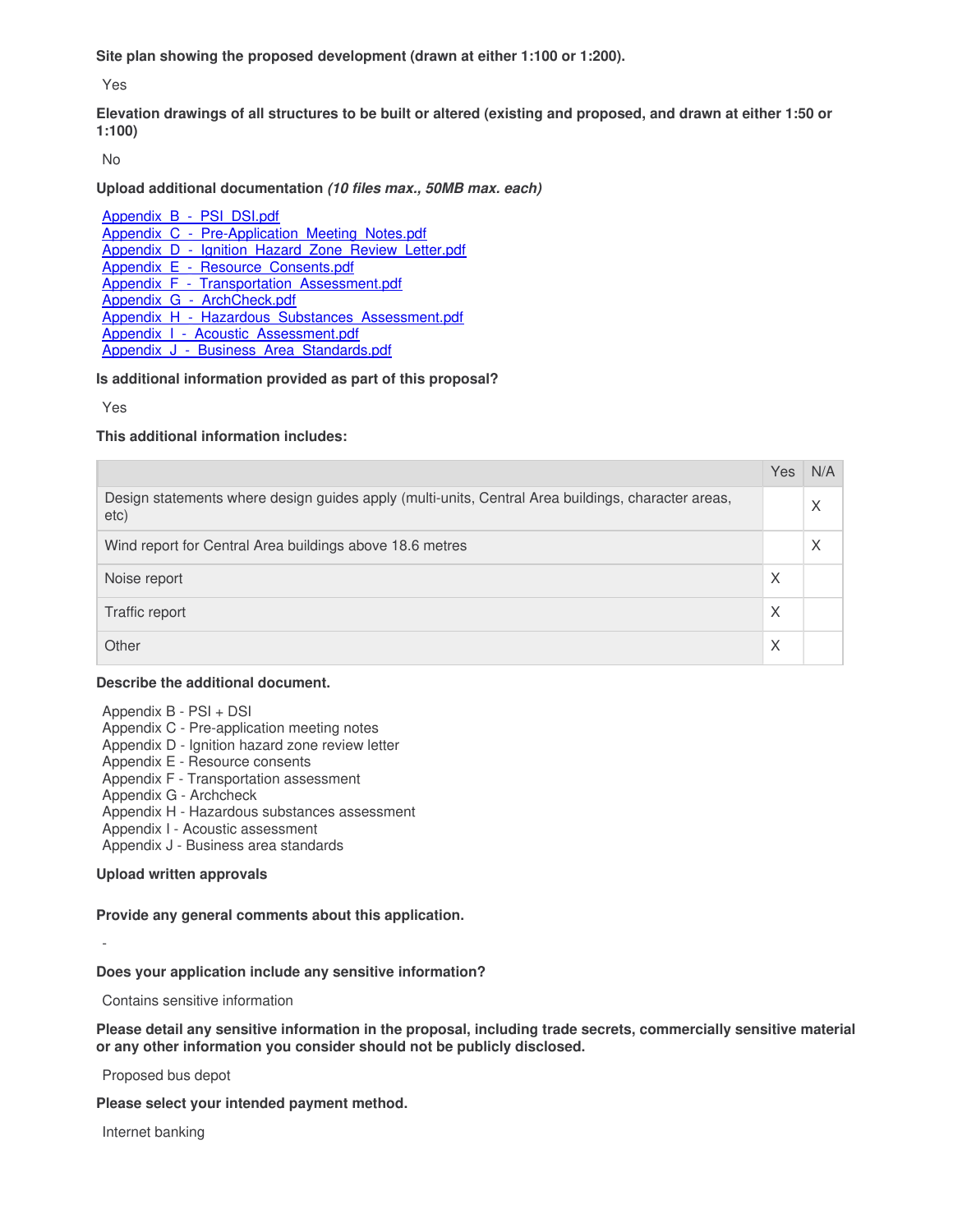**Site plan showing the proposed development (drawn at either 1:100 or 1:200).**

Yes

**Elevation drawings of all structures to be built or altered (existing and proposed, and drawn at either 1:50 or 1:100)**

No

**Upload additional documentation** ***(10 files max., 50MB max. each)***

Appendix_B_-_PSI_DSI.pdf
Appendix_C_-_Pre-Application_Meeting_Notes.pdf
Appendix_D_-_Ignition_Hazard_Zone_Review_Letter.pdf
Appendix_E_-_Resource_Consents.pdf
Appendix_F_-_Transportation_Assessment.pdf
Appendix_G_-_ArchCheck.pdf
Appendix_H_-_Hazardous_Substances_Assessment.pdf
Appendix_I_-_Acoustic_Assessment.pdf
Appendix_J_-_Business_Area_Standards.pdf

**Is additional information provided as part of this proposal?**

Yes

**This additional information includes:**

| | Yes | N/A |
|---|---|---|
| Design statements where design guides apply (multi-units, Central Area buildings, character areas, etc) | | X |
| Wind report for Central Area buildings above 18.6 metres | | X |
| Noise report | X | |
| Traffic report | X | |
| Other | X | |

**Describe the additional document.**

Appendix B - PSI + DSI
Appendix C - Pre-application meeting notes
Appendix D - Ignition hazard zone review letter
Appendix E - Resource consents
Appendix F - Transportation assessment
Appendix G - Archcheck
Appendix H - Hazardous substances assessment
Appendix I - Acoustic assessment
Appendix J - Business area standards

**Upload written approvals**

**Provide any general comments about this application.**

-

**Does your application include any sensitive information?**

Contains sensitive information

**Please detail any sensitive information in the proposal, including trade secrets, commercially sensitive material or any other information you consider should not be publicly disclosed.**

Proposed bus depot

**Please select your intended payment method.**

Internet banking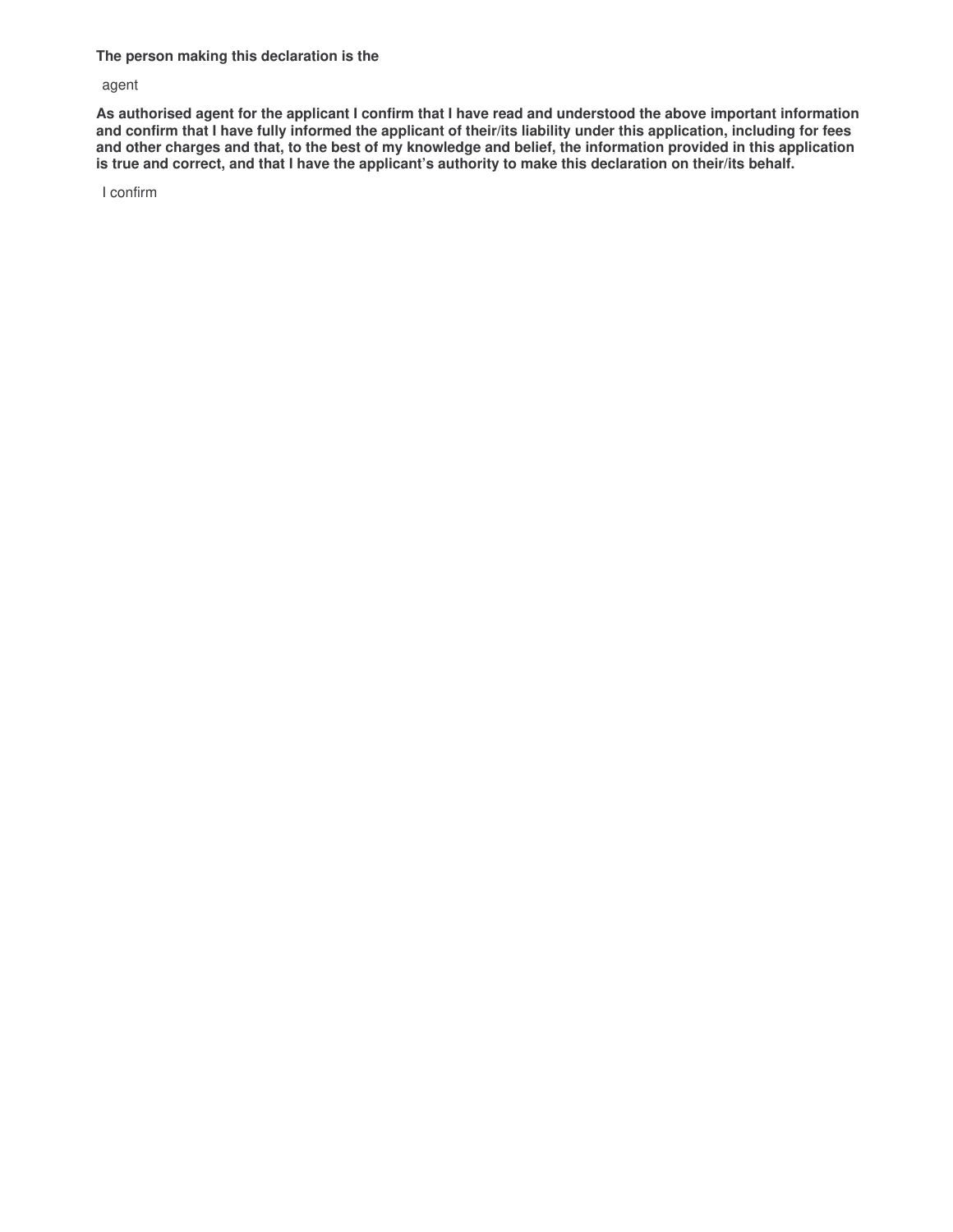**The person making this declaration is the**

agent

**As authorised agent for the applicant I confirm that I have read and understood the above important information and confirm that I have fully informed the applicant of their/its liability under this application, including for fees and other charges and that, to the best of my knowledge and belief, the information provided in this application is true and correct, and that I have the applicant's authority to make this declaration on their/its behalf.**

I confirm